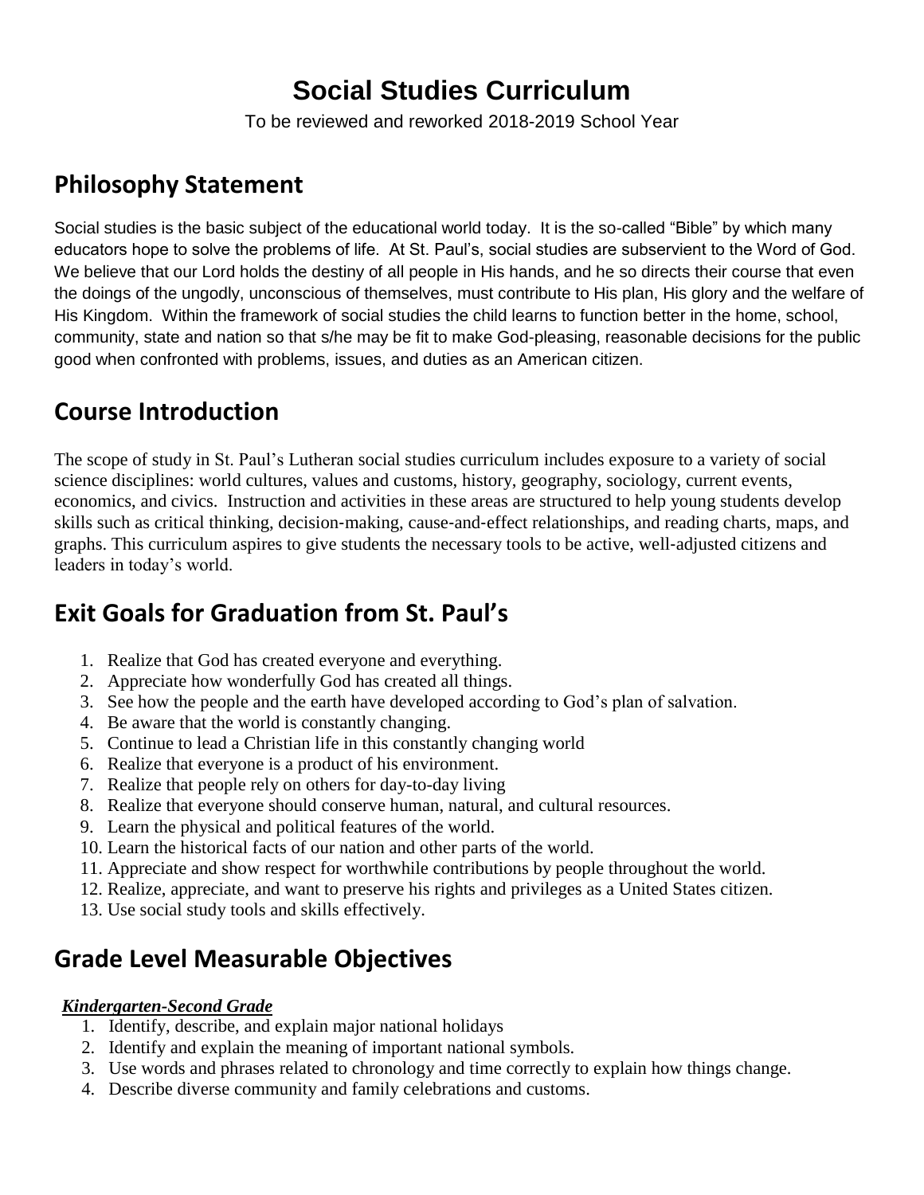# Social Studies Curriculum

To be reviewed and reworked 2018-2019 School Year

## Philosophy Statement

Social studies is the basic subject of the educational world today. It is the so-called "Bible" by which many educators hope to solve the problems of life. At St. Paul's, social studies are subservient to the Word of God. We believe that our Lord holds the destiny of all people in His hands, and he so directs their course that even the doings of the ungodly, unconscious of themselves, must contribute to His plan, His glory and the welfare of His Kingdom. Within the framework of social studies the child learns to function better in the home, school, community, state and nation so that s/he may be fit to make God-pleasing, reasonable decisions for the public good when confronted with problems, issues, and duties as an American citizen.

## Course Introduction

The scope of study in St. Paul's Lutheran social studies curriculum includes exposure to a variety of social science disciplines: world cultures, values and customs, history, geography, sociology, current events, economics, and civics. Instruction and activities in these areas are structured to help young students develop skills such as critical thinking, decision-making, cause-and-effect relationships, and reading charts, maps, and graphs. This curriculum aspires to give students the necessary tools to be active, well-adjusted citizens and leaders in today's world.

## Exit Goals for Graduation from St. Paul's

1. Realize that God has created everyone and everything.
2. Appreciate how wonderfully God has created all things.
3. See how the people and the earth have developed according to God's plan of salvation.
4. Be aware that the world is constantly changing.
5. Continue to lead a Christian life in this constantly changing world
6. Realize that everyone is a product of his environment.
7. Realize that people rely on others for day-to-day living
8. Realize that everyone should conserve human, natural, and cultural resources.
9. Learn the physical and political features of the world.
10. Learn the historical facts of our nation and other parts of the world.
11. Appreciate and show respect for worthwhile contributions by people throughout the world.
12. Realize, appreciate, and want to preserve his rights and privileges as a United States citizen.
13. Use social study tools and skills effectively.

## Grade Level Measurable Objectives

***Kindergarten-Second Grade***

1. Identify, describe, and explain major national holidays
2. Identify and explain the meaning of important national symbols.
3. Use words and phrases related to chronology and time correctly to explain how things change.
4. Describe diverse community and family celebrations and customs.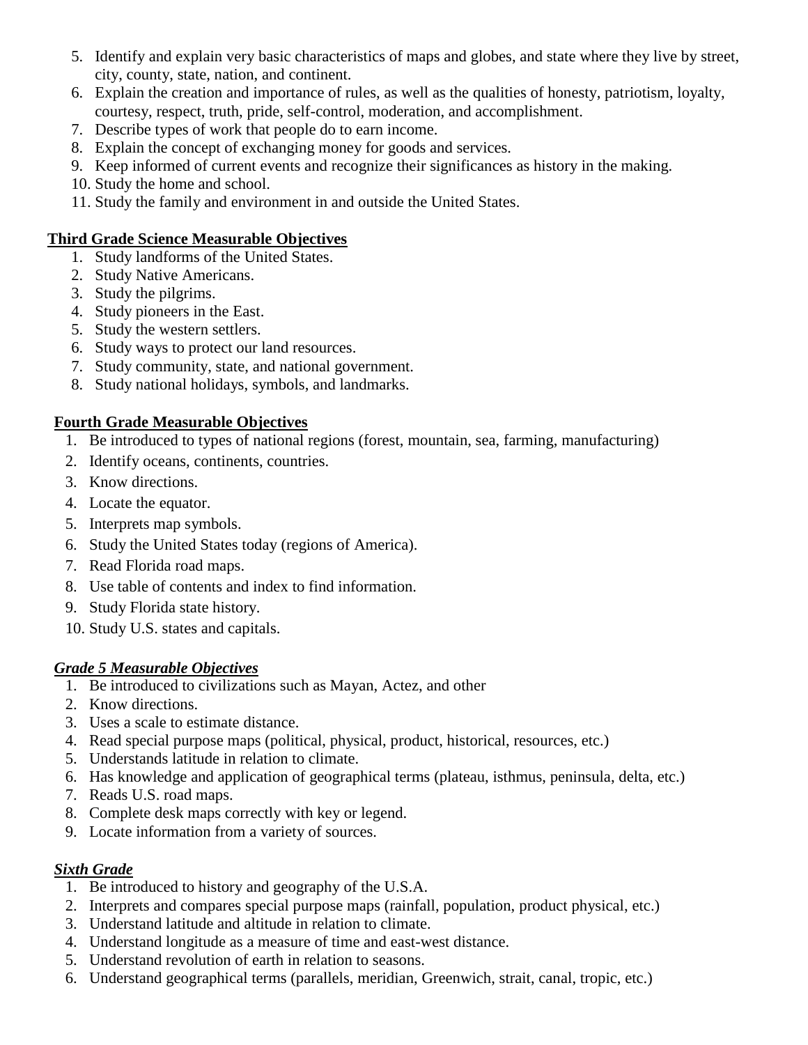5. Identify and explain very basic characteristics of maps and globes, and state where they live by street, city, county, state, nation, and continent.
6. Explain the creation and importance of rules, as well as the qualities of honesty, patriotism, loyalty, courtesy, respect, truth, pride, self-control, moderation, and accomplishment.
7. Describe types of work that people do to earn income.
8. Explain the concept of exchanging money for goods and services.
9. Keep informed of current events and recognize their significances as history in the making.
10. Study the home and school.
11. Study the family and environment in and outside the United States.

**<u>Third Grade Science Measurable Objectives</u>**

1. Study landforms of the United States.
2. Study Native Americans.
3. Study the pilgrims.
4. Study pioneers in the East.
5. Study the western settlers.
6. Study ways to protect our land resources.
7. Study community, state, and national government.
8. Study national holidays, symbols, and landmarks.

**<u>Fourth Grade Measurable Objectives</u>**

1. Be introduced to types of national regions (forest, mountain, sea, farming, manufacturing)
2. Identify oceans, continents, countries.
3. Know directions.
4. Locate the equator.
5. Interprets map symbols.
6. Study the United States today (regions of America).
7. Read Florida road maps.
8. Use table of contents and index to find information.
9. Study Florida state history.
10. Study U.S. states and capitals.

***<u>Grade 5 Measurable Objectives</u>***

1. Be introduced to civilizations such as Mayan, Actez, and other
2. Know directions.
3. Uses a scale to estimate distance.
4. Read special purpose maps (political, physical, product, historical, resources, etc.)
5. Understands latitude in relation to climate.
6. Has knowledge and application of geographical terms (plateau, isthmus, peninsula, delta, etc.)
7. Reads U.S. road maps.
8. Complete desk maps correctly with key or legend.
9. Locate information from a variety of sources.

***<u>Sixth Grade</u>***

1. Be introduced to history and geography of the U.S.A.
2. Interprets and compares special purpose maps (rainfall, population, product physical, etc.)
3. Understand latitude and altitude in relation to climate.
4. Understand longitude as a measure of time and east-west distance.
5. Understand revolution of earth in relation to seasons.
6. Understand geographical terms (parallels, meridian, Greenwich, strait, canal, tropic, etc.)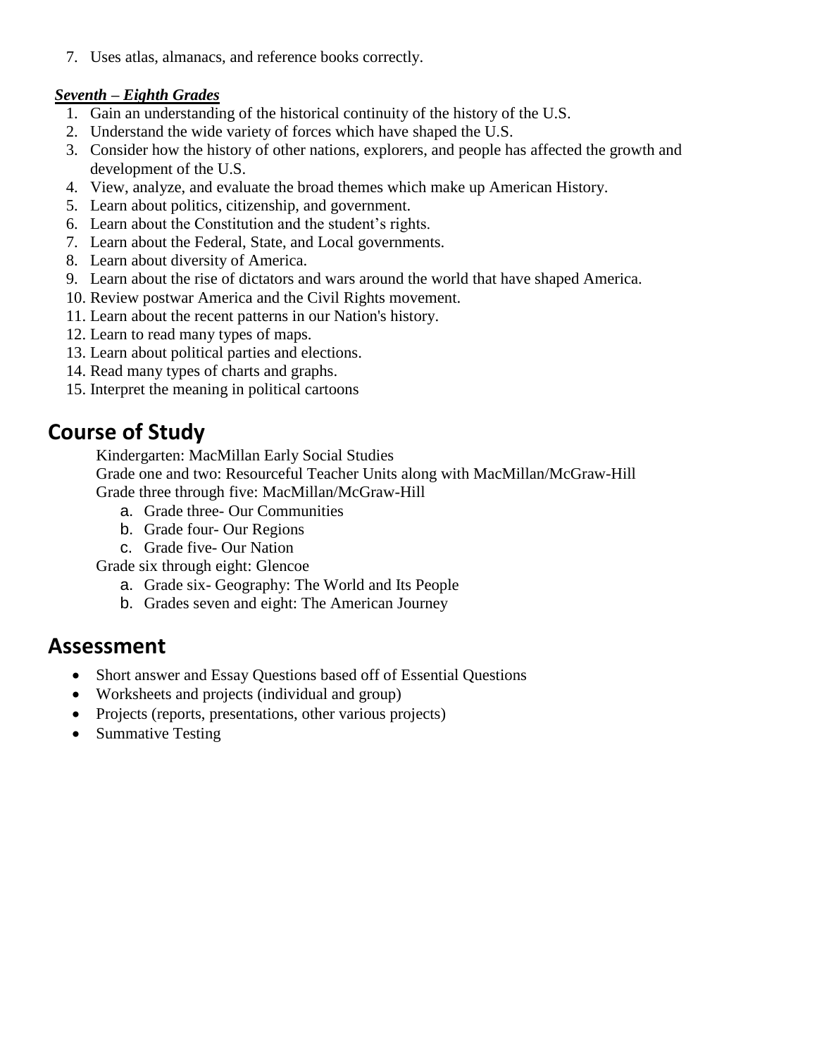7. Uses atlas, almanacs, and reference books correctly.

***Seventh – Eighth Grades***

1. Gain an understanding of the historical continuity of the history of the U.S.
2. Understand the wide variety of forces which have shaped the U.S.
3. Consider how the history of other nations, explorers, and people has affected the growth and development of the U.S.
4. View, analyze, and evaluate the broad themes which make up American History.
5. Learn about politics, citizenship, and government.
6. Learn about the Constitution and the student's rights.
7. Learn about the Federal, State, and Local governments.
8. Learn about diversity of America.
9. Learn about the rise of dictators and wars around the world that have shaped America.
10. Review postwar America and the Civil Rights movement.
11. Learn about the recent patterns in our Nation's history.
12. Learn to read many types of maps.
13. Learn about political parties and elections.
14. Read many types of charts and graphs.
15. Interpret the meaning in political cartoons

## Course of Study

Kindergarten: MacMillan Early Social Studies

Grade one and two: Resourceful Teacher Units along with MacMillan/McGraw-Hill

Grade three through five: MacMillan/McGraw-Hill

a. Grade three- Our Communities
b. Grade four- Our Regions
c. Grade five- Our Nation

Grade six through eight: Glencoe

a. Grade six- Geography: The World and Its People
b. Grades seven and eight: The American Journey

## Assessment

- Short answer and Essay Questions based off of Essential Questions
- Worksheets and projects (individual and group)
- Projects (reports, presentations, other various projects)
- Summative Testing